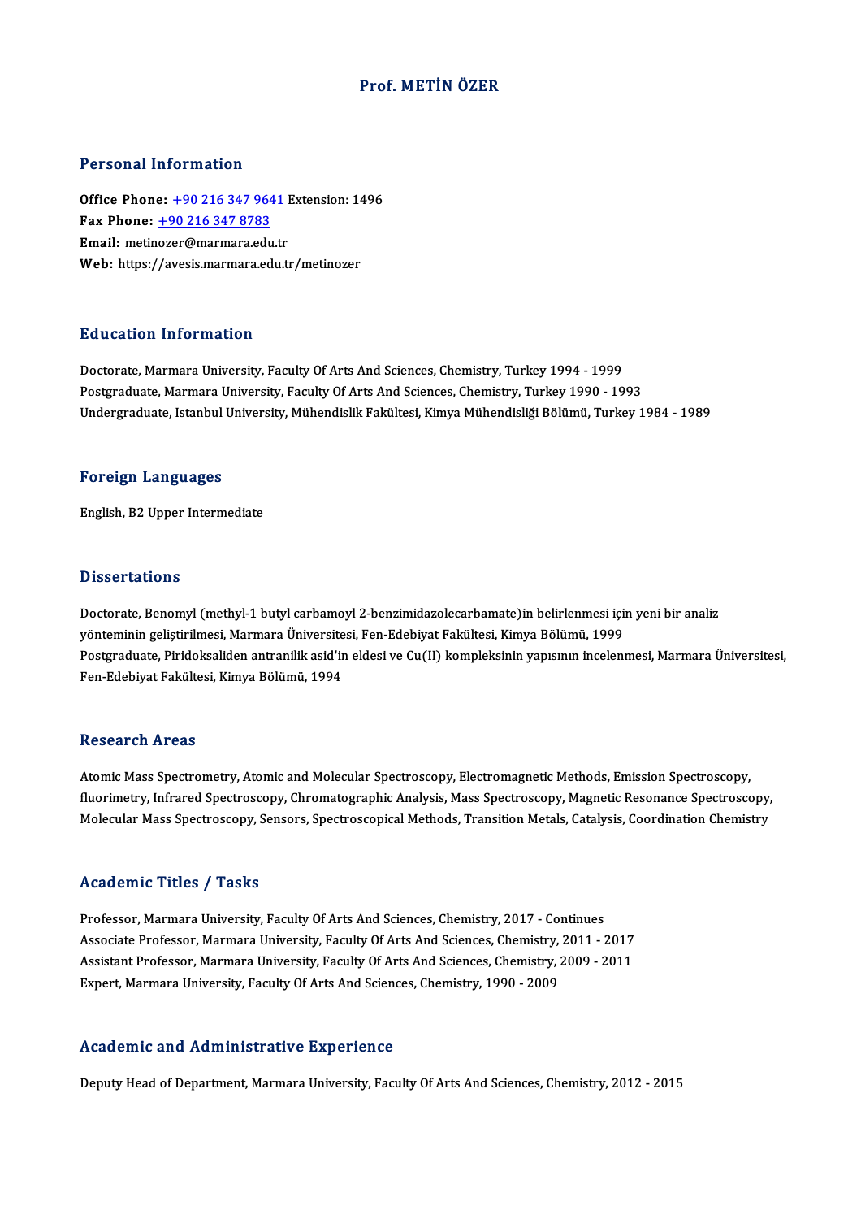# Prof. METİN ÖZER

## Personal Information

**Office Phone:** +90 216 347 9641 Extension: 1496
**Fax Phone:** +90 216 347 8783
**Email:** metinozer@marmara.edu.tr
**Web:** https://avesis.marmara.edu.tr/metinozer

## Education Information

Doctorate, Marmara University, Faculty Of Arts And Sciences, Chemistry, Turkey 1994 - 1999
Postgraduate, Marmara University, Faculty Of Arts And Sciences, Chemistry, Turkey 1990 - 1993
Undergraduate, Istanbul University, Mühendislik Fakültesi, Kimya Mühendisliği Bölümü, Turkey 1984 - 1989

## Foreign Languages

English, B2 Upper Intermediate

## Dissertations

Doctorate, Benomyl (methyl-1 butyl carbamoyl 2-benzimidazolecarbamate)in belirlenmesi için yeni bir analiz yönteminin geliştirilmesi, Marmara Üniversitesi, Fen-Edebiyat Fakültesi, Kimya Bölümü, 1999
Postgraduate, Piridoksaliden antranilik asid'in eldesi ve Cu(II) kompleksinin yapısının incelenmesi, Marmara Üniversitesi, Fen-Edebiyat Fakültesi, Kimya Bölümü, 1994

## Research Areas

Atomic Mass Spectrometry, Atomic and Molecular Spectroscopy, Electromagnetic Methods, Emission Spectroscopy, fluorimetry, Infrared Spectroscopy, Chromatographic Analysis, Mass Spectroscopy, Magnetic Resonance Spectroscopy, Molecular Mass Spectroscopy, Sensors, Spectroscopical Methods, Transition Metals, Catalysis, Coordination Chemistry

## Academic Titles / Tasks

Professor, Marmara University, Faculty Of Arts And Sciences, Chemistry, 2017 - Continues
Associate Professor, Marmara University, Faculty Of Arts And Sciences, Chemistry, 2011 - 2017
Assistant Professor, Marmara University, Faculty Of Arts And Sciences, Chemistry, 2009 - 2011
Expert, Marmara University, Faculty Of Arts And Sciences, Chemistry, 1990 - 2009

## Academic and Administrative Experience

Deputy Head of Department, Marmara University, Faculty Of Arts And Sciences, Chemistry, 2012 - 2015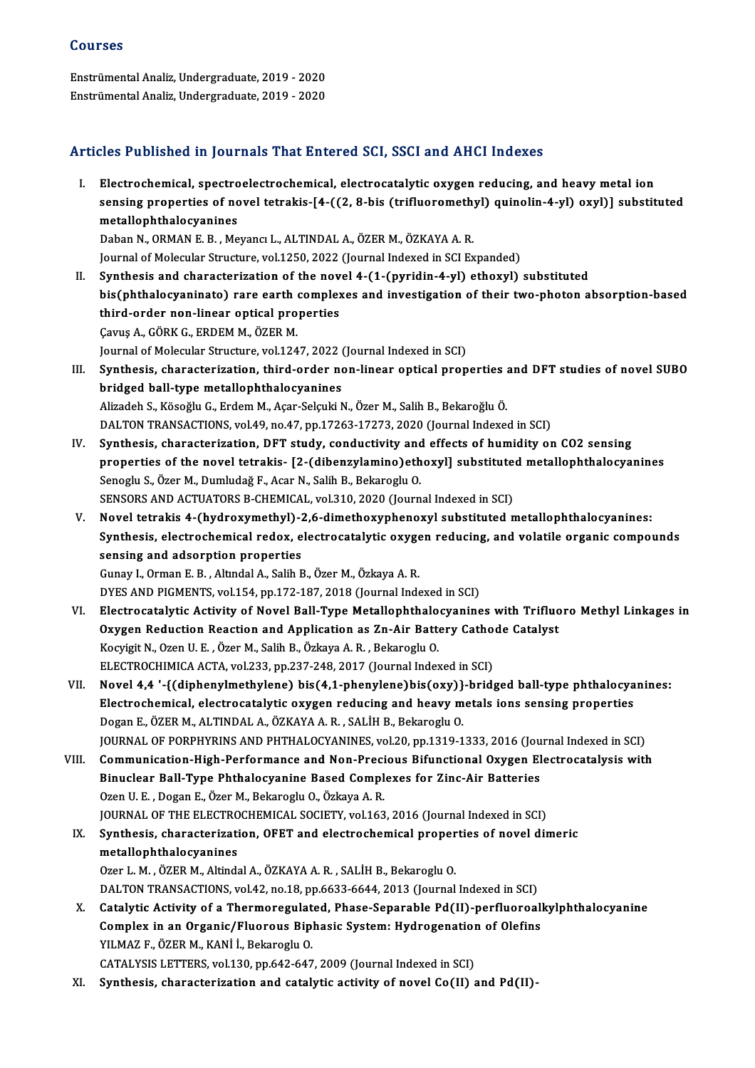## Courses

Enstrümental Analiz, Undergraduate, 2019 - 2020
Enstrümental Analiz, Undergraduate, 2019 - 2020

## Articles Published in Journals That Entered SCI, SSCI and AHCI Indexes

I. **Electrochemical, spectroelectrochemical, electrocatalytic oxygen reducing, and heavy metal ion sensing properties of novel tetrakis-[4-((2, 8-bis (trifluoromethyl) quinolin-4-yl) oxyl)] substituted metallophthalocyanines**
Daban N., ORMAN E. B. , Meyancı L., ALTINDAL A., ÖZER M., ÖZKAYA A. R.
Journal of Molecular Structure, vol.1250, 2022 (Journal Indexed in SCI Expanded)

II. **Synthesis and characterization of the novel 4-(1-(pyridin-4-yl) ethoxyl) substituted bis(phthalocyaninato) rare earth complexes and investigation of their two-photon absorption-based third-order non-linear optical properties**
Çavuş A., GÖRK G., ERDEM M., ÖZER M.
Journal of Molecular Structure, vol.1247, 2022 (Journal Indexed in SCI)

III. **Synthesis, characterization, third-order non-linear optical properties and DFT studies of novel SUBO bridged ball-type metallophthalocyanines**
Alizadeh S., Kösoğlu G., Erdem M., Açar-Selçuki N., Özer M., Salih B., Bekaroğlu Ö.
DALTON TRANSACTIONS, vol.49, no.47, pp.17263-17273, 2020 (Journal Indexed in SCI)

IV. **Synthesis, characterization, DFT study, conductivity and effects of humidity on CO2 sensing properties of the novel tetrakis- [2-(dibenzylamino)ethoxyl] substituted metallophthalocyanines**
Senoglu S., Özer M., Dumludağ F., Acar N., Salih B., Bekaroglu O.
SENSORS AND ACTUATORS B-CHEMICAL, vol.310, 2020 (Journal Indexed in SCI)

V. **Novel tetrakis 4-(hydroxymethyl)-2,6-dimethoxyphenoxyl substituted metallophthalocyanines: Synthesis, electrochemical redox, electrocatalytic oxygen reducing, and volatile organic compounds sensing and adsorption properties**
Gunay I., Orman E. B. , Altındal A., Salih B., Özer M., Özkaya A. R.
DYES AND PIGMENTS, vol.154, pp.172-187, 2018 (Journal Indexed in SCI)

VI. **Electrocatalytic Activity of Novel Ball-Type Metallophthalocyanines with Trifluoro Methyl Linkages in Oxygen Reduction Reaction and Application as Zn-Air Battery Cathode Catalyst**
Kocyigit N., Ozen U. E. , Özer M., Salih B., Özkaya A. R. , Bekaroglu O.
ELECTROCHIMICA ACTA, vol.233, pp.237-248, 2017 (Journal Indexed in SCI)

VII. **Novel 4,4 '-{(diphenylmethylene) bis(4,1-phenylene)bis(oxy)}-bridged ball-type phthalocyanines: Electrochemical, electrocatalytic oxygen reducing and heavy metals ions sensing properties**
Dogan E., ÖZER M., ALTINDAL A., ÖZKAYA A. R. , SALİH B., Bekaroglu O.
JOURNAL OF PORPHYRINS AND PHTHALOCYANINES, vol.20, pp.1319-1333, 2016 (Journal Indexed in SCI)

VIII. **Communication-High-Performance and Non-Precious Bifunctional Oxygen Electrocatalysis with Binuclear Ball-Type Phthalocyanine Based Complexes for Zinc-Air Batteries**
Ozen U. E. , Dogan E., Özer M., Bekaroglu O., Özkaya A. R.
JOURNAL OF THE ELECTROCHEMICAL SOCIETY, vol.163, 2016 (Journal Indexed in SCI)

IX. **Synthesis, characterization, OFET and electrochemical properties of novel dimeric metallophthalocyanines**
Ozer L. M. , ÖZER M., Altindal A., ÖZKAYA A. R. , SALİH B., Bekaroglu O.
DALTON TRANSACTIONS, vol.42, no.18, pp.6633-6644, 2013 (Journal Indexed in SCI)

X. **Catalytic Activity of a Thermoregulated, Phase-Separable Pd(II)-perfluoroalkylphthalocyanine Complex in an Organic/Fluorous Biphasic System: Hydrogenation of Olefins**
YILMAZ F., ÖZER M., KANİ İ., Bekaroglu O.
CATALYSIS LETTERS, vol.130, pp.642-647, 2009 (Journal Indexed in SCI)

XI. **Synthesis, characterization and catalytic activity of novel Co(II) and Pd(II)-**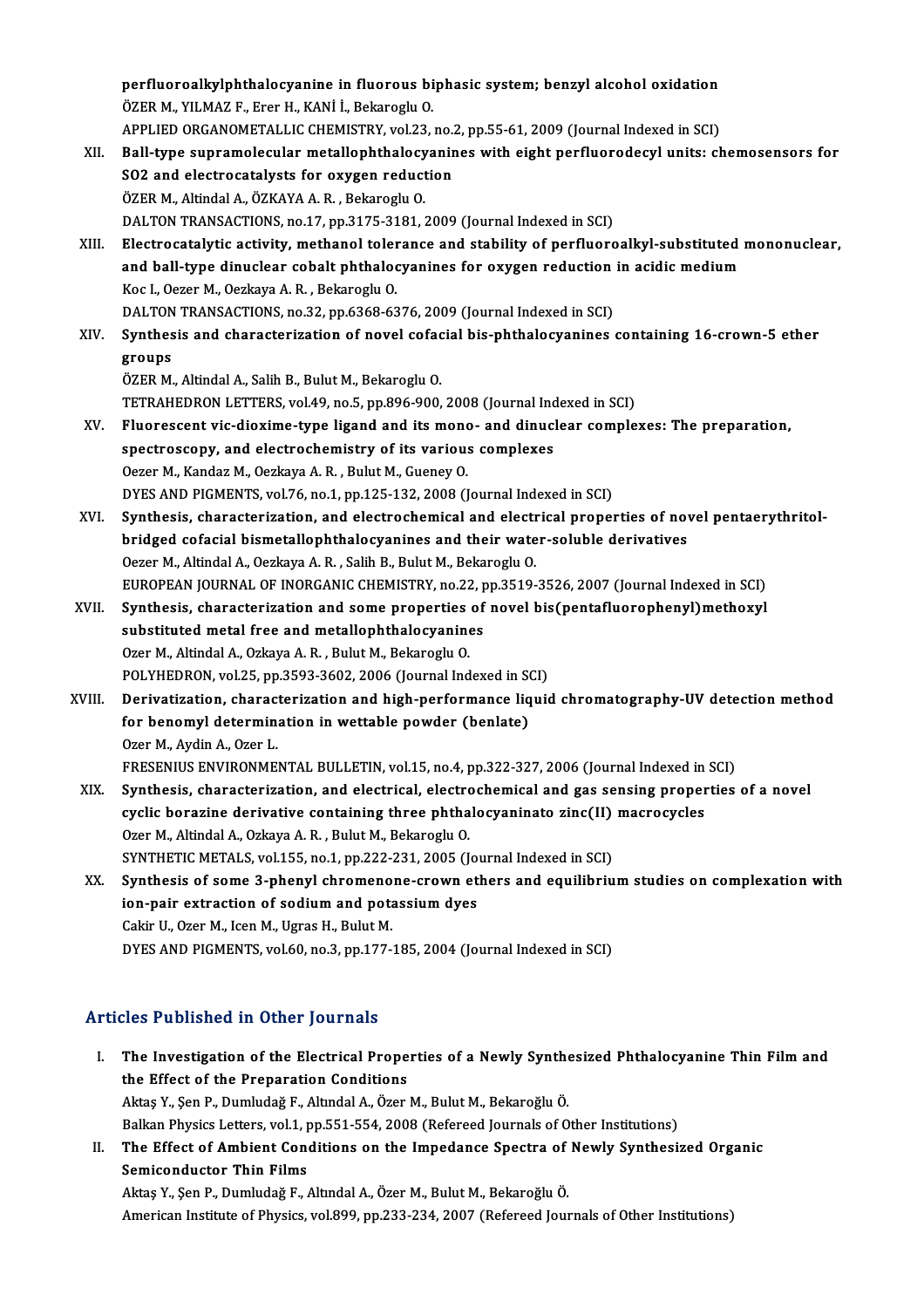perfluoroalkylphthalocyanine in fluorous biphasic system; benzyl alcohol oxidation
ÖZER M., YILMAZ F., Erer H., KANİ İ., Bekaroglu O.
APPLIED ORGANOMETALLIC CHEMISTRY, vol.23, no.2, pp.55-61, 2009 (Journal Indexed in SCI)

XII. **Ball-type supramolecular metallophthalocyanines with eight perfluorodecyl units: chemosensors for SO2 and electrocatalysts for oxygen reduction**
ÖZER M., Altindal A., ÖZKAYA A. R. , Bekaroglu O.
DALTON TRANSACTIONS, no.17, pp.3175-3181, 2009 (Journal Indexed in SCI)

XIII. **Electrocatalytic activity, methanol tolerance and stability of perfluoroalkyl-substituted mononuclear, and ball-type dinuclear cobalt phthalocyanines for oxygen reduction in acidic medium**
Koc I., Oezer M., Oezkaya A. R. , Bekaroglu O.
DALTON TRANSACTIONS, no.32, pp.6368-6376, 2009 (Journal Indexed in SCI)

XIV. **Synthesis and characterization of novel cofacial bis-phthalocyanines containing 16-crown-5 ether groups**
ÖZER M., Altindal A., Salih B., Bulut M., Bekaroglu O.
TETRAHEDRON LETTERS, vol.49, no.5, pp.896-900, 2008 (Journal Indexed in SCI)

XV. **Fluorescent vic-dioxime-type ligand and its mono- and dinuclear complexes: The preparation, spectroscopy, and electrochemistry of its various complexes**
Oezer M., Kandaz M., Oezkaya A. R. , Bulut M., Gueney O.
DYES AND PIGMENTS, vol.76, no.1, pp.125-132, 2008 (Journal Indexed in SCI)

XVI. **Synthesis, characterization, and electrochemical and electrical properties of novel pentaerythritol-bridged cofacial bismetallophthalocyanines and their water-soluble derivatives**
Oezer M., Altindal A., Oezkaya A. R. , Salih B., Bulut M., Bekaroglu O.
EUROPEAN JOURNAL OF INORGANIC CHEMISTRY, no.22, pp.3519-3526, 2007 (Journal Indexed in SCI)

XVII. **Synthesis, characterization and some properties of novel bis(pentafluorophenyl)methoxyl substituted metal free and metallophthalocyanines**
Ozer M., Altindal A., Ozkaya A. R. , Bulut M., Bekaroglu O.
POLYHEDRON, vol.25, pp.3593-3602, 2006 (Journal Indexed in SCI)

XVIII. **Derivatization, characterization and high-performance liquid chromatography-UV detection method for benomyl determination in wettable powder (benlate)**
Ozer M., Aydin A., Ozer L.
FRESENIUS ENVIRONMENTAL BULLETIN, vol.15, no.4, pp.322-327, 2006 (Journal Indexed in SCI)

XIX. **Synthesis, characterization, and electrical, electrochemical and gas sensing properties of a novel cyclic borazine derivative containing three phthalocyaninato zinc(II) macrocycles**
Ozer M., Altindal A., Ozkaya A. R. , Bulut M., Bekaroglu O.
SYNTHETIC METALS, vol.155, no.1, pp.222-231, 2005 (Journal Indexed in SCI)

XX. **Synthesis of some 3-phenyl chromenone-crown ethers and equilibrium studies on complexation with ion-pair extraction of sodium and potassium dyes**
Cakir U., Ozer M., Icen M., Ugras H., Bulut M.
DYES AND PIGMENTS, vol.60, no.3, pp.177-185, 2004 (Journal Indexed in SCI)

## Articles Published in Other Journals

I. **The Investigation of the Electrical Properties of a Newly Synthesized Phthalocyanine Thin Film and the Effect of the Preparation Conditions**
Aktaş Y., Şen P., Dumludağ F., Altındal A., Özer M., Bulut M., Bekaroğlu Ö.
Balkan Physics Letters, vol.1, pp.551-554, 2008 (Refereed Journals of Other Institutions)

II. **The Effect of Ambient Conditions on the Impedance Spectra of Newly Synthesized Organic Semiconductor Thin Films**
Aktaş Y., Şen P., Dumludağ F., Altındal A., Özer M., Bulut M., Bekaroğlu Ö.
American Institute of Physics, vol.899, pp.233-234, 2007 (Refereed Journals of Other Institutions)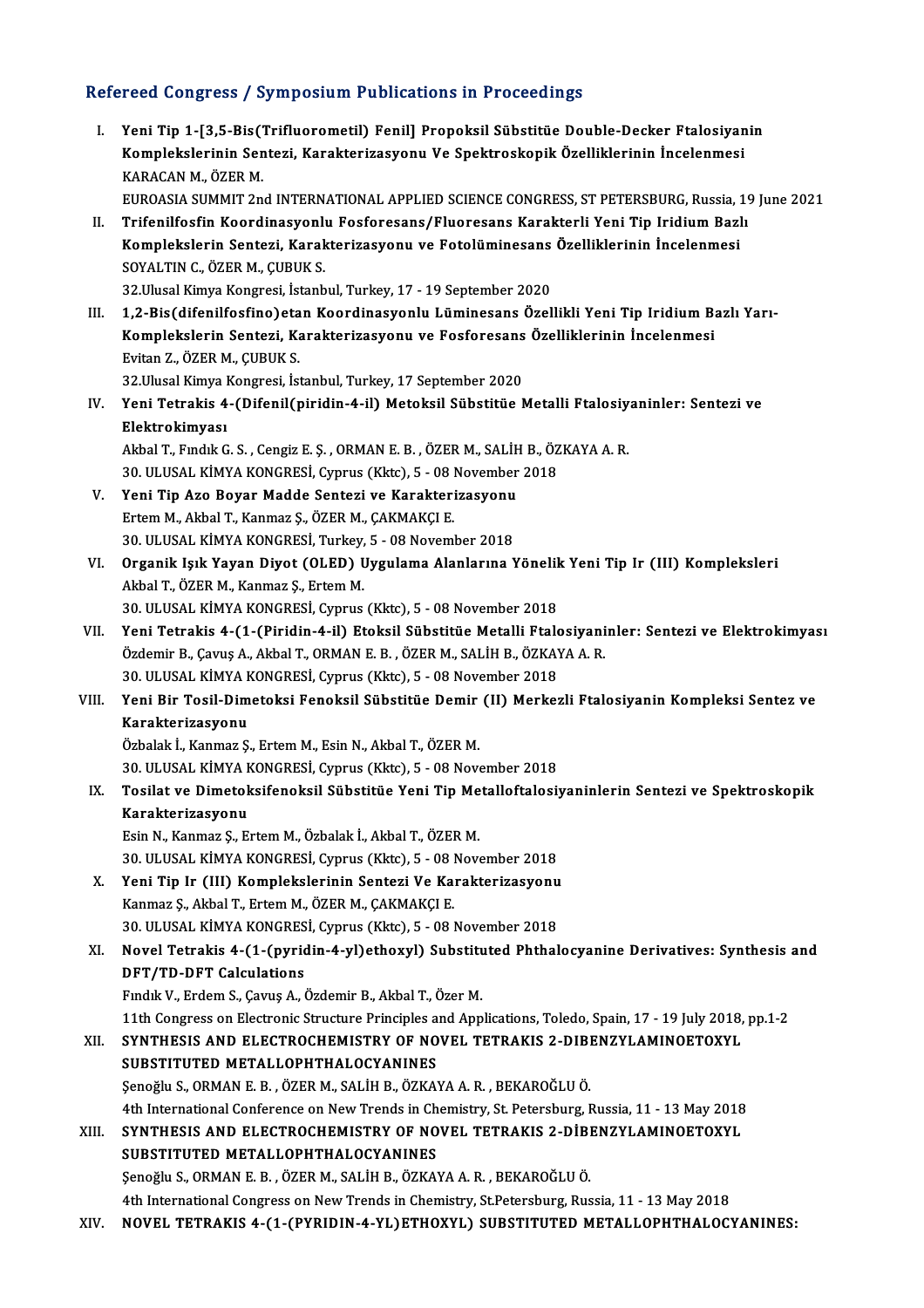## Refereed Congress / Symposium Publications in Proceedings

I. **Yeni Tip 1-[3,5-Bis(Trifluorometil) Fenil] Propoksil Sübstitüe Double-Decker Ftalosiyanin Komplekslerinin Sentezi, Karakterizasyonu Ve Spektroskopik Özelliklerinin İncelenmesi**
KARACAN M., ÖZER M.
EUROASIA SUMMIT 2nd INTERNATIONAL APPLIED SCIENCE CONGRESS, ST PETERSBURG, Russia, 19 June 2021

II. **Trifenilfosfin Koordinasyonlu Fosforesans/Fluoresans Karakterli Yeni Tip Iridium Bazlı Komplekslerin Sentezi, Karakterizasyonu ve Fotolüminesans Özelliklerinin İncelenmesi**
SOYALTIN C., ÖZER M., ÇUBUK S.
32.Ulusal Kimya Kongresi, İstanbul, Turkey, 17 - 19 September 2020

III. **1,2-Bis(difenilfosfino)etan Koordinasyonlu Lüminesans Özellikli Yeni Tip Iridium Bazlı Yarı-Komplekslerin Sentezi, Karakterizasyonu ve Fosforesans Özelliklerinin İncelenmesi**
Evitan Z., ÖZER M., ÇUBUK S.
32.Ulusal Kimya Kongresi, İstanbul, Turkey, 17 September 2020

IV. **Yeni Tetrakis 4-(Difenil(piridin-4-il) Metoksil Sübstitüe Metalli Ftalosiyaninler: Sentezi ve Elektrokimyası**
Akbal T., Fındık G. S. , Cengiz E. Ş. , ORMAN E. B. , ÖZER M., SALİH B., ÖZKAYA A. R.
30. ULUSAL KİMYA KONGRESİ, Cyprus (Kktc), 5 - 08 November 2018

V. **Yeni Tip Azo Boyar Madde Sentezi ve Karakterizasyonu**
Ertem M., Akbal T., Kanmaz Ş., ÖZER M., ÇAKMAKÇI E.
30. ULUSAL KİMYA KONGRESİ, Turkey, 5 - 08 November 2018

VI. **Organik Işık Yayan Diyot (OLED) Uygulama Alanlarına Yönelik Yeni Tip Ir (III) Kompleksleri**
Akbal T., ÖZER M., Kanmaz Ş., Ertem M.
30. ULUSAL KİMYA KONGRESİ, Cyprus (Kktc), 5 - 08 November 2018

VII. **Yeni Tetrakis 4-(1-(Piridin-4-il) Etoksil Sübstitüe Metalli Ftalosiyaninler: Sentezi ve Elektrokimyası**
Özdemir B., Çavuş A., Akbal T., ORMAN E. B. , ÖZER M., SALİH B., ÖZKAYA A. R.
30. ULUSAL KİMYA KONGRESİ, Cyprus (Kktc), 5 - 08 November 2018

VIII. **Yeni Bir Tosil-Dimetoksi Fenoksil Sübstitüe Demir (II) Merkezli Ftalosiyanin Kompleksi Sentez ve Karakterizasyonu**
Özbalak İ., Kanmaz Ş., Ertem M., Esin N., Akbal T., ÖZER M.
30. ULUSAL KİMYA KONGRESİ, Cyprus (Kktc), 5 - 08 November 2018

IX. **Tosilat ve Dimetoksifenoksil Sübstitüe Yeni Tip Metalloftalosiyaninlerin Sentezi ve Spektroskopik Karakterizasyonu**
Esin N., Kanmaz Ş., Ertem M., Özbalak İ., Akbal T., ÖZER M.
30. ULUSAL KİMYA KONGRESİ, Cyprus (Kktc), 5 - 08 November 2018

X. **Yeni Tip Ir (III) Komplekslerinin Sentezi Ve Karakterizasyonu**
Kanmaz Ş., Akbal T., Ertem M., ÖZER M., ÇAKMAKÇI E.
30. ULUSAL KİMYA KONGRESİ, Cyprus (Kktc), 5 - 08 November 2018

XI. **Novel Tetrakis 4-(1-(pyridin-4-yl)ethoxyl) Substituted Phthalocyanine Derivatives: Synthesis and DFT/TD-DFT Calculations**
Fındık V., Erdem S., Çavuş A., Özdemir B., Akbal T., Özer M.
11th Congress on Electronic Structure Principles and Applications, Toledo, Spain, 17 - 19 July 2018, pp.1-2

XII. **SYNTHESIS AND ELECTROCHEMISTRY OF NOVEL TETRAKIS 2-DIBENZYLAMINOETOXYL SUBSTITUTED METALLOPHTHALOCYANINES**
Şenoğlu S., ORMAN E. B. , ÖZER M., SALİH B., ÖZKAYA A. R. , BEKAROĞLU Ö.
4th International Conference on New Trends in Chemistry, St. Petersburg, Russia, 11 - 13 May 2018

XIII. **SYNTHESIS AND ELECTROCHEMISTRY OF NOVEL TETRAKIS 2-DİBENZYLAMINOETOXYL SUBSTITUTED METALLOPHTHALOCYANINES**
Şenoğlu S., ORMAN E. B. , ÖZER M., SALİH B., ÖZKAYA A. R. , BEKAROĞLU Ö.
4th International Congress on New Trends in Chemistry, St.Petersburg, Russia, 11 - 13 May 2018

XIV. **NOVEL TETRAKIS 4-(1-(PYRIDIN-4-YL)ETHOXYL) SUBSTITUTED METALLOPHTHALOCYANINES:**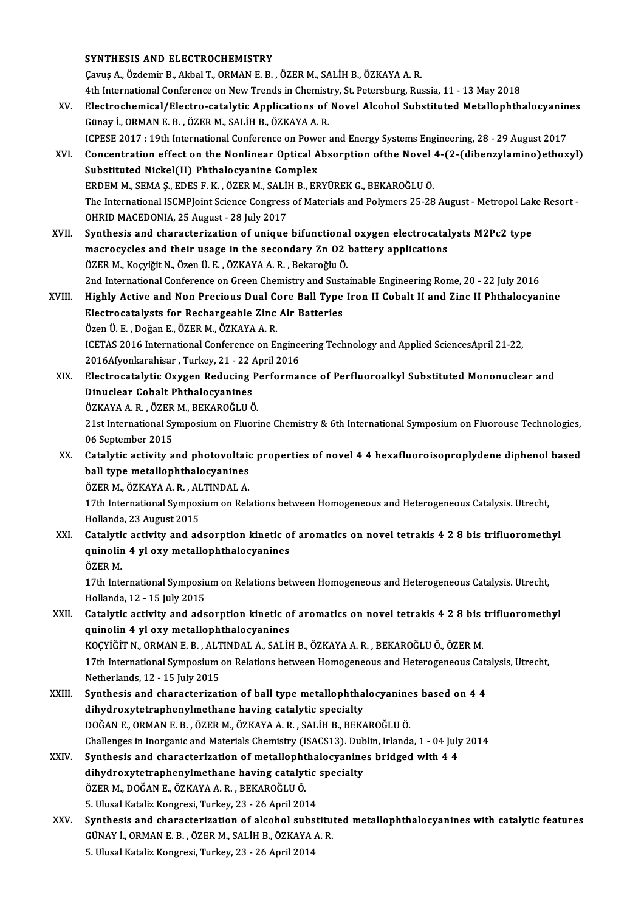**SYNTHESIS AND ELECTROCHEMISTRY**
Çavuş A., Özdemir B., Akbal T., ORMAN E. B. , ÖZER M., SALİH B., ÖZKAYA A. R.
4th International Conference on New Trends in Chemistry, St. Petersburg, Russia, 11 - 13 May 2018

XV. **Electrochemical/Electro-catalytic Applications of Novel Alcohol Substituted Metallophthalocyanines**
Günay İ., ORMAN E. B. , ÖZER M., SALİH B., ÖZKAYA A. R.
ICPESE 2017 : 19th International Conference on Power and Energy Systems Engineering, 28 - 29 August 2017

XVI. **Concentration effect on the Nonlinear Optical Absorption ofthe Novel 4-(2-(dibenzylamino)ethoxyl) Substituted Nickel(II) Phthalocyanine Complex**
ERDEM M., SEMA Ş., EDES F. K. , ÖZER M., SALİH B., ERYÜREK G., BEKAROĞLU Ö.
The International ISCMPJoint Science Congress of Materials and Polymers 25-28 August - Metropol Lake Resort - OHRID MACEDONIA, 25 August - 28 July 2017

XVII. **Synthesis and characterization of unique bifunctional oxygen electrocatalysts M2Pc2 type macrocycles and their usage in the secondary Zn O2 battery applications**
ÖZER M., Koçyiğit N., Özen Ü. E. , ÖZKAYA A. R. , Bekaroğlu Ö.
2nd International Conference on Green Chemistry and Sustainable Engineering Rome, 20 - 22 July 2016

XVIII. **Highly Active and Non Precious Dual Core Ball Type Iron II Cobalt II and Zinc II Phthalocyanine Electrocatalysts for Rechargeable Zinc Air Batteries**
Özen Ü. E. , Doğan E., ÖZER M., ÖZKAYA A. R.
ICETAS 2016 International Conference on Engineering Technology and Applied SciencesApril 21-22, 2016Afyonkarahisar , Turkey, 21 - 22 April 2016

XIX. **Electrocatalytic Oxygen Reducing Performance of Perfluoroalkyl Substituted Mononuclear and Dinuclear Cobalt Phthalocyanines**
ÖZKAYA A. R. , ÖZER M., BEKAROĞLU Ö.
21st International Symposium on Fluorine Chemistry & 6th International Symposium on Fluorouse Technologies, 06 September 2015

XX. **Catalytic activity and photovoltaic properties of novel 4 4 hexafluoroisoproplydene diphenol based ball type metallophthalocyanines**
ÖZER M., ÖZKAYA A. R. , ALTINDAL A.
17th International Symposium on Relations between Homogeneous and Heterogeneous Catalysis. Utrecht, Hollanda, 23 August 2015

XXI. **Catalytic activity and adsorption kinetic of aromatics on novel tetrakis 4 2 8 bis trifluoromethyl quinolin 4 yl oxy metallophthalocyanines**
ÖZER M.
17th International Symposium on Relations between Homogeneous and Heterogeneous Catalysis. Utrecht, Hollanda, 12 - 15 July 2015

XXII. **Catalytic activity and adsorption kinetic of aromatics on novel tetrakis 4 2 8 bis trifluoromethyl quinolin 4 yl oxy metallophthalocyanines**
KOÇYİĞİT N., ORMAN E. B. , ALTINDAL A., SALİH B., ÖZKAYA A. R. , BEKAROĞLU Ö., ÖZER M.
17th International Symposium on Relations between Homogeneous and Heterogeneous Catalysis, Utrecht, Netherlands, 12 - 15 July 2015

XXIII. **Synthesis and characterization of ball type metallophthalocyanines based on 4 4 dihydroxytetraphenylmethane having catalytic specialty**
DOĞAN E., ORMAN E. B. , ÖZER M., ÖZKAYA A. R. , SALİH B., BEKAROĞLU Ö.
Challenges in Inorganic and Materials Chemistry (ISACS13). Dublin, Irlanda, 1 - 04 July 2014

XXIV. **Synthesis and characterization of metallophthalocyanines bridged with 4 4 dihydroxytetraphenylmethane having catalytic specialty**
ÖZER M., DOĞAN E., ÖZKAYA A. R. , BEKAROĞLU Ö.
5. Ulusal Kataliz Kongresi, Turkey, 23 - 26 April 2014

XXV. **Synthesis and characterization of alcohol substituted metallophthalocyanines with catalytic features**
GÜNAY İ., ORMAN E. B. , ÖZER M., SALİH B., ÖZKAYA A. R.
5. Ulusal Kataliz Kongresi, Turkey, 23 - 26 April 2014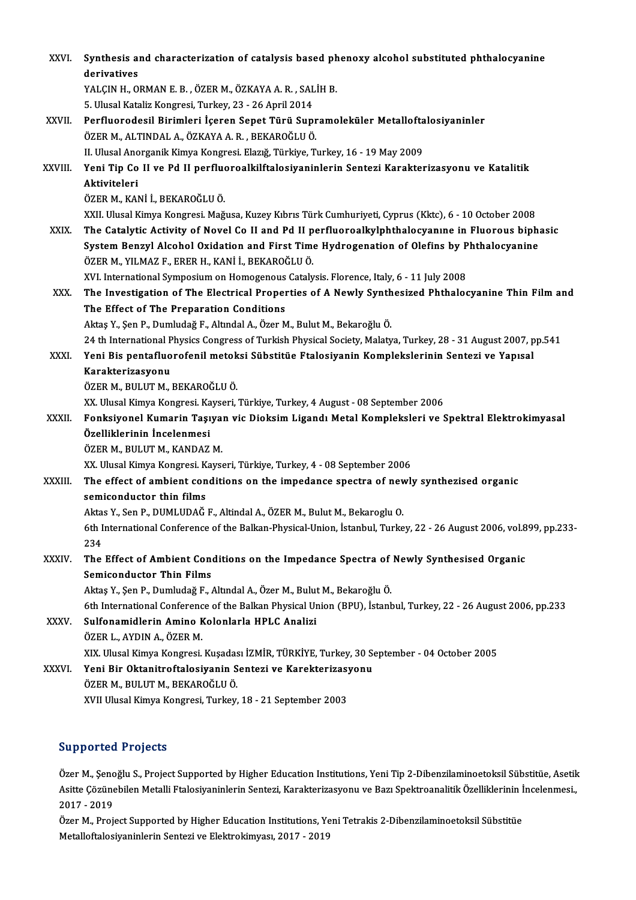XXVI. **Synthesis and characterization of catalysis based phenoxy alcohol substituted phthalocyanine derivatives**
YALÇIN H., ORMAN E. B. , ÖZER M., ÖZKAYA A. R. , SALİH B.
5. Ulusal Kataliz Kongresi, Turkey, 23 - 26 April 2014

XXVII. **Perfluorodesil Birimleri İçeren Sepet Türü Supramoleküler Metalloftalosiyaninler**
ÖZER M., ALTINDAL A., ÖZKAYA A. R. , BEKAROĞLU Ö.
II. Ulusal Anorganik Kimya Kongresi. Elazığ, Türkiye, Turkey, 16 - 19 May 2009

XXVIII. **Yeni Tip Co II ve Pd II perfluoroalkilftalosiyaninlerin Sentezi Karakterizasyonu ve Katalitik Aktiviteleri**
ÖZER M., KANİ İ., BEKAROĞLU Ö.
XXII. Ulusal Kimya Kongresi. Mağusa, Kuzey Kıbrıs Türk Cumhuriyeti, Cyprus (Kktc), 6 - 10 October 2008

XXIX. **The Catalytic Activity of Novel Co II and Pd II perfluoroalkylphthalocyanıne in Fluorous biphasic System Benzyl Alcohol Oxidation and First Time Hydrogenation of Olefins by Phthalocyanine**
ÖZER M., YILMAZ F., ERER H., KANİ İ., BEKAROĞLU Ö.
XVI. International Symposium on Homogenous Catalysis. Florence, Italy, 6 - 11 July 2008

XXX. **The Investigation of The Electrical Properties of A Newly Synthesized Phthalocyanine Thin Film and The Effect of The Preparation Conditions**
Aktaş Y., Şen P., Dumludağ F., Altındal A., Özer M., Bulut M., Bekaroğlu Ö.
24 th International Physics Congress of Turkish Physical Society, Malatya, Turkey, 28 - 31 August 2007, pp.541

XXXI. **Yeni Bis pentafluorofenil metoksi Sübstitüe Ftalosiyanin Komplekslerinin Sentezi ve Yapısal Karakterizasyonu**
ÖZER M., BULUT M., BEKAROĞLU Ö.
XX. Ulusal Kimya Kongresi. Kayseri, Türkiye, Turkey, 4 August - 08 September 2006

XXXII. **Fonksiyonel Kumarin Taşıyan vic Dioksim Ligandı Metal Kompleksleri ve Spektral Elektrokimyasal Özelliklerinin İncelenmesi**
ÖZER M., BULUT M., KANDAZ M.
XX. Ulusal Kimya Kongresi. Kayseri, Türkiye, Turkey, 4 - 08 September 2006

XXXIII. **The effect of ambient conditions on the impedance spectra of newly synthesized organic semiconductor thin films**
Aktas Y., Sen P., DUMLUDAĞ F., Altindal A., ÖZER M., Bulut M., Bekaroglu O.
6th International Conference of the Balkan-Physical-Union, İstanbul, Turkey, 22 - 26 August 2006, vol.899, pp.233-234

XXXIV. **The Effect of Ambient Conditions on the Impedance Spectra of Newly Synthesised Organic Semiconductor Thin Films**
Aktaş Y., Şen P., Dumludağ F., Altındal A., Özer M., Bulut M., Bekaroğlu Ö.
6th International Conference of the Balkan Physical Union (BPU), İstanbul, Turkey, 22 - 26 August 2006, pp.233

XXXV. **Sulfonamidlerin Amino Kolonlarla HPLC Analizi**
ÖZER L., AYDIN A., ÖZER M.
XIX. Ulusal Kimya Kongresi. Kuşadası İZMİR, TÜRKİYE, Turkey, 30 September - 04 October 2005

XXXVI. **Yeni Bir Oktanitroftalosiyanin Sentezi ve Karekterizasyonu**
ÖZER M., BULUT M., BEKAROĞLU Ö.
XVII Ulusal Kimya Kongresi, Turkey, 18 - 21 September 2003

## Supported Projects

Özer M., Şenoğlu S., Project Supported by Higher Education Institutions, Yeni Tip 2-Dibenzilaminoetoksil Sübstitüe, Asetik Asitte Çözünebilen Metalli Ftalosiyaninlerin Sentezi, Karakterizasyonu ve Bazı Spektroanalitik Özelliklerinin İncelenmesi., 2017 - 2019

Özer M., Project Supported by Higher Education Institutions, Yeni Tetrakis 2-Dibenzilaminoetoksil Sübstitüe Metalloftalosiyaninlerin Sentezi ve Elektrokimyası, 2017 - 2019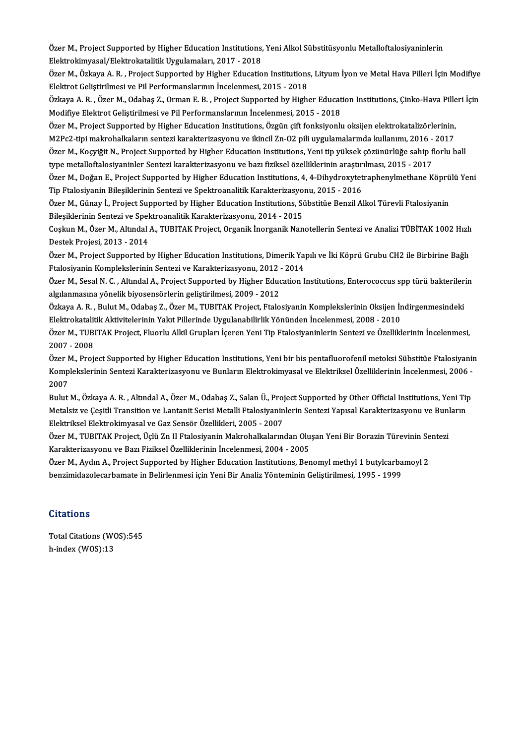Özer M., Project Supported by Higher Education Institutions, Yeni Alkol Sübstitüsyonlu Metalloftalosiyaninlerin Elektrokimyasal/Elektrokatalitik Uygulamaları, 2017 - 2018

Özer M., Özkaya A. R. , Project Supported by Higher Education Institutions, Lityum İyon ve Metal Hava Pilleri İçin Modifiye Elektrot Geliştirilmesi ve Pil Performanslarının İncelenmesi, 2015 - 2018

Özkaya A. R. , Özer M., Odabaş Z., Orman E. B. , Project Supported by Higher Education Institutions, Çinko-Hava Pilleri İçin Modifiye Elektrot Geliştirilmesi ve Pil Performanslarının İncelenmesi, 2015 - 2018

Özer M., Project Supported by Higher Education Institutions, Özgün çift fonksiyonlu oksijen elektrokatalizörlerinin, M2Pc2-tipi makrohalkaların sentezi karakterizasyonu ve ikincil Zn-O2 pili uygulamalarında kullanımı, 2016 - 2017

Özer M., Koçyiğit N., Project Supported by Higher Education Institutions, Yeni tip yüksek çözünürlüğe sahip florlu ball type metalloftalosiyaninler Sentezi karakterizasyonu ve bazı fiziksel özelliklerinin araştırılması, 2015 - 2017

Özer M., Doğan E., Project Supported by Higher Education Institutions, 4, 4-Dihydroxytetraphenylmethane Köprülü Yeni Tip Ftalosiyanin Bileşiklerinin Sentezi ve Spektroanalitik Karakterizasyonu, 2015 - 2016

Özer M., Günay İ., Project Supported by Higher Education Institutions, Sübstitüe Benzil Alkol Türevli Ftalosiyanin Bileşiklerinin Sentezi ve Spektroanalitik Karakterizasyonu, 2014 - 2015

Coşkun M., Özer M., Altındal A., TUBITAK Project, Organik İnorganik Nanotellerin Sentezi ve Analizi TÜBİTAK 1002 Hızlı Destek Projesi, 2013 - 2014

Özer M., Project Supported by Higher Education Institutions, Dimerik Yapılı ve İki Köprü Grubu CH2 ile Birbirine Bağlı Ftalosiyanin Komplekslerinin Sentezi ve Karakterizasyonu, 2012 - 2014

Özer M., Sesal N. C. , Altındal A., Project Supported by Higher Education Institutions, Enterococcus spp türü bakterilerin algılanmasına yönelik biyosensörlerin geliştirilmesi, 2009 - 2012

Özkaya A. R. , Bulut M., Odabaş Z., Özer M., TUBITAK Project, Ftalosiyanin Komplekslerinin Oksijen İndirgenmesindeki Elektrokatalitik Aktivitelerinin Yakıt Pillerinde Uygulanabilirlik Yönünden İncelenmesi, 2008 - 2010

Özer M., TUBITAK Project, Fluorlu Alkil Grupları İçeren Yeni Tip Ftalosiyaninlerin Sentezi ve Özelliklerinin İncelenmesi, 2007 - 2008

Özer M., Project Supported by Higher Education Institutions, Yeni bir bis pentafluorofenil metoksi Sübstitüe Ftalosiyanin Komplekslerinin Sentezi Karakterizasyonu ve Bunların Elektrokimyasal ve Elektriksel Özelliklerinin İncelenmesi, 2006 - 2007

Bulut M., Özkaya A. R. , Altındal A., Özer M., Odabaş Z., Salan Ü., Project Supported by Other Official Institutions, Yeni Tip Metalsiz ve Çeşitli Transition ve Lantanit Serisi Metalli Ftalosiyaninlerin Sentezi Yapısal Karakterizasyonu ve Bunların Elektriksel Elektrokimyasal ve Gaz Sensör Özellikleri, 2005 - 2007

Özer M., TUBITAK Project, Üçlü Zn II Ftalosiyanin Makrohalkalarından Oluşan Yeni Bir Borazin Türevinin Sentezi Karakterizasyonu ve Bazı Fiziksel Özelliklerinin İncelenmesi, 2004 - 2005

Özer M., Aydın A., Project Supported by Higher Education Institutions, Benomyl methyl 1 butylcarbamoyl 2 benzimidazolecarbamate in Belirlenmesi için Yeni Bir Analiz Yönteminin Geliştirilmesi, 1995 - 1999

## Citations

Total Citations (WOS):545

h-index (WOS):13